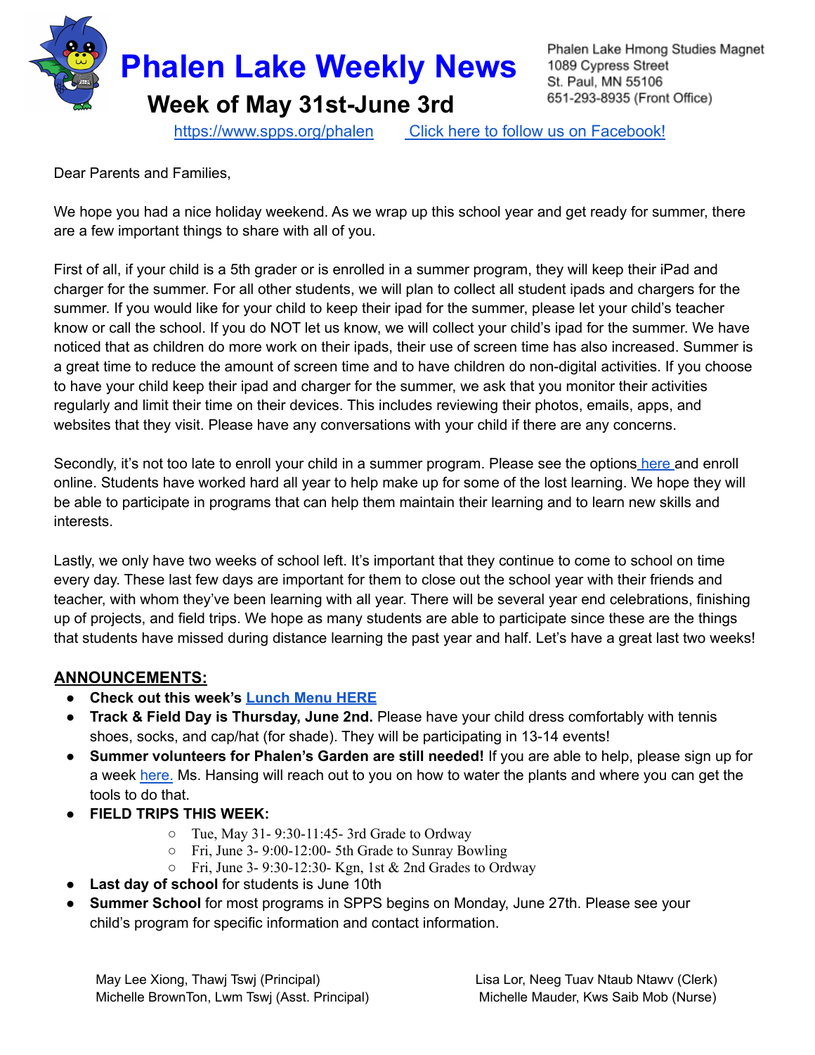# Phalen Lake Weekly News

## Week of May 31st-June 3rd

Phalen Lake Hmong Studies Magnet
1089 Cypress Street
St. Paul, MN 55106
651-293-8935 (Front Office)

https://www.spps.org/phalen    Click here to follow us on Facebook!

Dear Parents and Families,

We hope you had a nice holiday weekend. As we wrap up this school year and get ready for summer, there are a few important things to share with all of you.

First of all, if your child is a 5th grader or is enrolled in a summer program, they will keep their iPad and charger for the summer. For all other students, we will plan to collect all student ipads and chargers for the summer. If you would like for your child to keep their ipad for the summer, please let your child's teacher know or call the school. If you do NOT let us know, we will collect your child's ipad for the summer. We have noticed that as children do more work on their ipads, their use of screen time has also increased. Summer is a great time to reduce the amount of screen time and to have children do non-digital activities. If you choose to have your child keep their ipad and charger for the summer, we ask that you monitor their activities regularly and limit their time on their devices. This includes reviewing their photos, emails, apps, and websites that they visit. Please have any conversations with your child if there are any concerns.

Secondly, it's not too late to enroll your child in a summer program. Please see the options here and enroll online. Students have worked hard all year to help make up for some of the lost learning. We hope they will be able to participate in programs that can help them maintain their learning and to learn new skills and interests.

Lastly, we only have two weeks of school left. It's important that they continue to come to school on time every day. These last few days are important for them to close out the school year with their friends and teacher, with whom they've been learning with all year. There will be several year end celebrations, finishing up of projects, and field trips. We hope as many students are able to participate since these are the things that students have missed during distance learning the past year and half. Let's have a great last two weeks!

**ANNOUNCEMENTS:**

- **Check out this week's Lunch Menu HERE**
- **Track & Field Day is Thursday, June 2nd.** Please have your child dress comfortably with tennis shoes, socks, and cap/hat (for shade). They will be participating in 13-14 events!
- **Summer volunteers for Phalen's Garden are still needed!** If you are able to help, please sign up for a week here. Ms. Hansing will reach out to you on how to water the plants and where you can get the tools to do that.
- **FIELD TRIPS THIS WEEK:**
  - Tue, May 31- 9:30-11:45- 3rd Grade to Ordway
  - Fri, June 3- 9:00-12:00- 5th Grade to Sunray Bowling
  - Fri, June 3- 9:30-12:30- Kgn, 1st & 2nd Grades to Ordway
- **Last day of school** for students is June 10th
- **Summer School** for most programs in SPPS begins on Monday, June 27th. Please see your child's program for specific information and contact information.

May Lee Xiong, Thawj Tswj (Principal)
Michelle BrownTon, Lwm Tswj (Asst. Principal)

Lisa Lor, Neeg Tuav Ntaub Ntawv (Clerk)
Michelle Mauder, Kws Saib Mob (Nurse)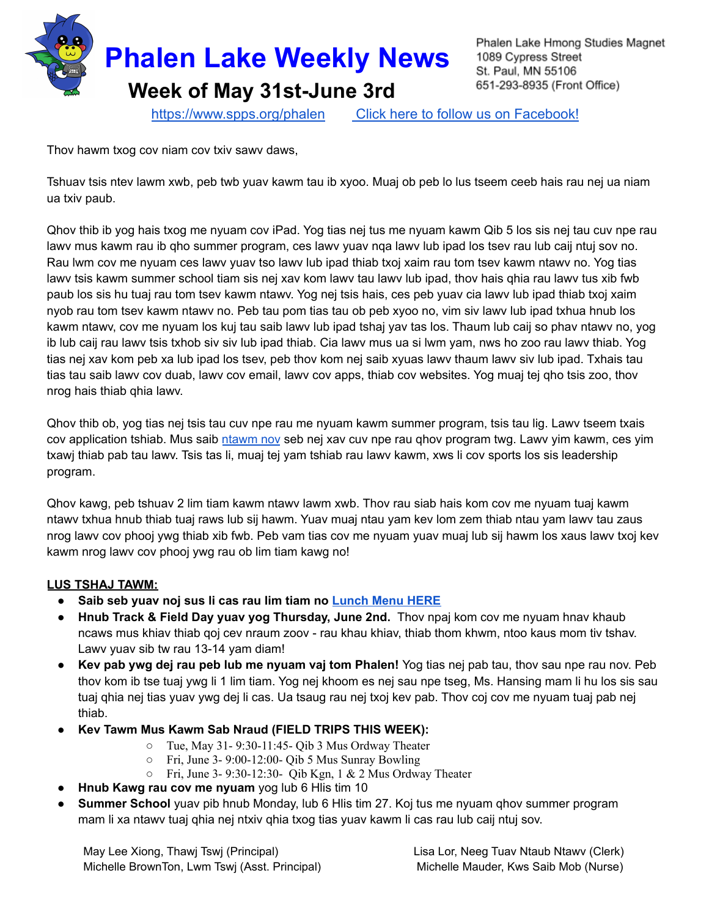# Phalen Lake Weekly News

## Week of May 31st-June 3rd

Phalen Lake Hmong Studies Magnet
1089 Cypress Street
St. Paul, MN 55106
651-293-8935 (Front Office)

https://www.spps.org/phalen    Click here to follow us on Facebook!

Thov hawm txog cov niam cov txiv sawv daws,

Tshuav tsis ntev lawm xwb, peb twb yuav kawm tau ib xyoo. Muaj ob peb lo lus tseem ceeb hais rau nej ua niam ua txiv paub.

Qhov thib ib yog hais txog me nyuam cov iPad. Yog tias nej tus me nyuam kawm Qib 5 los sis nej tau cuv npe rau lawv mus kawm rau ib qho summer program, ces lawv yuav nqa lawv lub ipad los tsev rau lub caij ntuj sov no. Rau lwm cov me nyuam ces lawv yuav tso lawv lub ipad thiab txoj xaim rau tom tsev kawm ntawv no. Yog tias lawv tsis kawm summer school tiam sis nej xav kom lawv tau lawv lub ipad, thov hais qhia rau lawv tus xib fwb paub los sis hu tuaj rau tom tsev kawm ntawv. Yog nej tsis hais, ces peb yuav cia lawv lub ipad thiab txoj xaim nyob rau tom tsev kawm ntawv no. Peb tau pom tias tau ob peb xyoo no, vim siv lawv lub ipad txhua hnub los kawm ntawv, cov me nyuam los kuj tau saib lawv lub ipad tshaj yav tas los. Thaum lub caij so phav ntawv no, yog ib lub caij rau lawv tsis txhob siv siv lub ipad thiab. Cia lawv mus ua si lwm yam, nws ho zoo rau lawv thiab. Yog tias nej xav kom peb xa lub ipad los tsev, peb thov kom nej saib xyuas lawv thaum lawv siv lub ipad. Txhais tau tias tau saib lawv cov duab, lawv cov email, lawv cov apps, thiab cov websites. Yog muaj tej qho tsis zoo, thov nrog hais thiab qhia lawv.

Qhov thib ob, yog tias nej tsis tau cuv npe rau me nyuam kawm summer program, tsis tau lig. Lawv tseem txais cov application tshiab. Mus saib ntawm nov seb nej xav cuv npe rau qhov program twg. Lawv yim kawm, ces yim txawj thiab pab tau lawv. Tsis tas li, muaj tej yam tshiab rau lawv kawm, xws li cov sports los sis leadership program.

Qhov kawg, peb tshuav 2 lim tiam kawm ntawv lawm xwb. Thov rau siab hais kom cov me nyuam tuaj kawm ntawv txhua hnub thiab tuaj raws lub sij hawm. Yuav muaj ntau yam kev lom zem thiab ntau yam lawv tau zaus nrog lawv cov phooj ywg thiab xib fwb. Peb vam tias cov me nyuam yuav muaj lub sij hawm los xaus lawv txoj kev kawm nrog lawv cov phooj ywg rau ob lim tiam kawg no!

**LUS TSHAJ TAWM:**

- **Saib seb yuav noj sus li cas rau lim tiam no Lunch Menu HERE**
- **Hnub Track & Field Day yuav yog Thursday, June 2nd.** Thov npaj kom cov me nyuam hnav khaub ncaws mus khiav thiab qoj cev nraum zoov - rau khau khiav, thiab thom khwm, ntoo kaus mom tiv tshav. Lawv yuav sib tw rau 13-14 yam diam!
- **Kev pab ywg dej rau peb lub me nyuam vaj tom Phalen!** Yog tias nej pab tau, thov sau npe rau nov. Peb thov kom ib tse tuaj ywg li 1 lim tiam. Yog nej khoom es nej sau npe tseg, Ms. Hansing mam li hu los sis sau tuaj qhia nej tias yuav ywg dej li cas. Ua tsaug rau nej txoj kev pab. Thov coj cov me nyuam tuaj pab nej thiab.
- **Kev Tawm Mus Kawm Sab Nraud (FIELD TRIPS THIS WEEK):**
  - Tue, May 31- 9:30-11:45- Qib 3 Mus Ordway Theater
  - Fri, June 3- 9:00-12:00- Qib 5 Mus Sunray Bowling
  - Fri, June 3- 9:30-12:30- Qib Kgn, 1 & 2 Mus Ordway Theater
- **Hnub Kawg rau cov me nyuam** yog lub 6 Hlis tim 10
- **Summer School** yuav pib hnub Monday, lub 6 Hlis tim 27. Koj tus me nyuam qhov summer program mam li xa ntawv tuaj qhia nej ntxiv qhia txog tias yuav kawm li cas rau lub caij ntuj sov.

May Lee Xiong, Thawj Tswj (Principal)
Michelle BrownTon, Lwm Tswj (Asst. Principal)

Lisa Lor, Neeg Tuav Ntaub Ntawv (Clerk)
Michelle Mauder, Kws Saib Mob (Nurse)